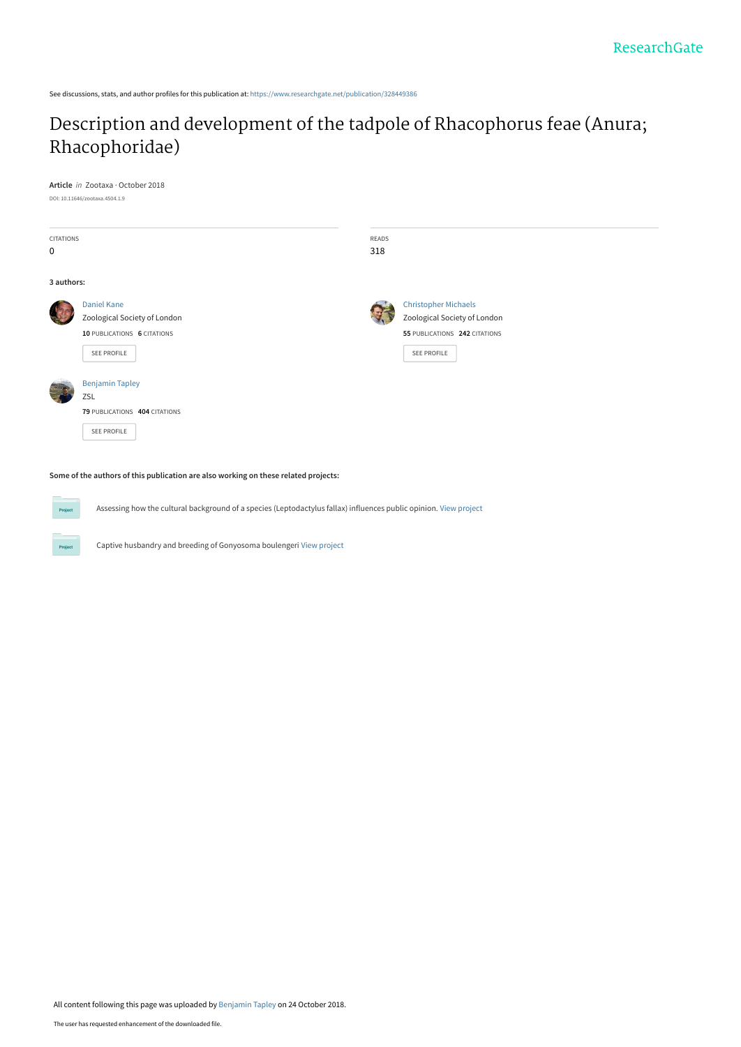See discussions, stats, and author profiles for this publication at: https://www.researchgate.net/publication/328449386

# Description and development of the tadpole of Rhacophorus feae (Anura; Rhacophoridae)

**Article** *in* Zootaxa · October 2018

DOI: 10.11646/zootaxa.4504.1.9

| CITATIONS | READS |
|---|---|
| 0 | 318 |

**3 authors:**

Daniel Kane
Zoological Society of London
**10** PUBLICATIONS **6** CITATIONS
SEE PROFILE

Christopher Michaels
Zoological Society of London
**55** PUBLICATIONS **242** CITATIONS
SEE PROFILE

Benjamin Tapley
ZSL
**79** PUBLICATIONS **404** CITATIONS
SEE PROFILE

**Some of the authors of this publication are also working on these related projects:**

Assessing how the cultural background of a species (Leptodactylus fallax) influences public opinion. View project

Captive husbandry and breeding of Gonyosoma boulengeri View project

All content following this page was uploaded by Benjamin Tapley on 24 October 2018.

The user has requested enhancement of the downloaded file.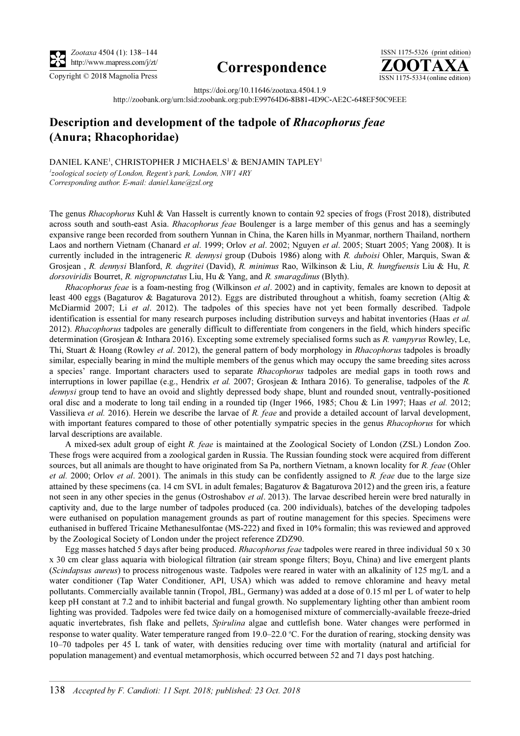# Description and development of the tadpole of *Rhacophorus feae* (Anura; Rhacophoridae)

DANIEL KANE[1], CHRISTOPHER J MICHAELS[1] & BENJAMIN TAPLEY[1]

[1]*zoological society of London, Regent's park, London, NW1 4RY*
*Corresponding author. E-mail: daniel.kane@zsl.org*

The genus *Rhacophorus* Kuhl & Van Hasselt is currently known to contain 92 species of frogs (Frost 2018), distributed across south and south-east Asia. *Rhacophorus feae* Boulenger is a large member of this genus and has a seemingly expansive range been recorded from southern Yunnan in China, the Karen hills in Myanmar, northern Thailand, northern Laos and northern Vietnam (Chanard *et al*. 1999; Orlov *et al*. 2002; Nguyen *et al*. 2005; Stuart 2005; Yang 2008). It is currently included in the intrageneric *R. dennysi* group (Dubois 1986) along with *R. duboisi* Ohler, Marquis, Swan & Grosjean , *R. dennysi* Blanford, *R. dugritei* (David), *R. minimus* Rao, Wilkinson & Liu, *R. hungfuensis* Liu & Hu, *R. dorsoviridis* Bourret, *R. nigropunctatus* Liu, Hu & Yang, and *R. smaragdinus* (Blyth).

*Rhacophorus feae* is a foam-nesting frog (Wilkinson *et al*. 2002) and in captivity, females are known to deposit at least 400 eggs (Bagaturov & Bagaturova 2012). Eggs are distributed throughout a whitish, foamy secretion (Altig & McDiarmid 2007; Li *et al*. 2012). The tadpoles of this species have not yet been formally described. Tadpole identification is essential for many research purposes including distribution surveys and habitat inventories (Haas *et al.* 2012). *Rhacophorus* tadpoles are generally difficult to differentiate from congeners in the field, which hinders specific determination (Grosjean & Inthara 2016). Excepting some extremely specialised forms such as *R. vampyrus* Rowley, Le, Thi, Stuart & Hoang (Rowley *et al*. 2012), the general pattern of body morphology in *Rhacophorus* tadpoles is broadly similar, especially bearing in mind the multiple members of the genus which may occupy the same breeding sites across a species' range. Important characters used to separate *Rhacophorus* tadpoles are medial gaps in tooth rows and interruptions in lower papillae (e.g., Hendrix *et al.* 2007; Grosjean & Inthara 2016). To generalise, tadpoles of the *R. dennysi* group tend to have an ovoid and slightly depressed body shape, blunt and rounded snout, ventrally-positioned oral disc and a moderate to long tail ending in a rounded tip (Inger 1966, 1985; Chou & Lin 1997; Haas *et al.* 2012; Vassilieva *et al.* 2016). Herein we describe the larvae of *R. feae* and provide a detailed account of larval development, with important features compared to those of other potentially sympatric species in the genus *Rhacophorus* for which larval descriptions are available.

A mixed-sex adult group of eight *R. feae* is maintained at the Zoological Society of London (ZSL) London Zoo. These frogs were acquired from a zoological garden in Russia. The Russian founding stock were acquired from different sources, but all animals are thought to have originated from Sa Pa, northern Vietnam, a known locality for *R. feae* (Ohler *et al.* 2000; Orlov *et al*. 2001). The animals in this study can be confidently assigned to *R. feae* due to the large size attained by these specimens (ca. 14 cm SVL in adult females; Bagaturov & Bagaturova 2012) and the green iris, a feature not seen in any other species in the genus (Ostroshabov *et al*. 2013). The larvae described herein were bred naturally in captivity and, due to the large number of tadpoles produced (ca. 200 individuals), batches of the developing tadpoles were euthanised on population management grounds as part of routine management for this species. Specimens were euthanised in buffered Tricaine Methanesulfontae (MS-222) and fixed in 10% formalin; this was reviewed and approved by the Zoological Society of London under the project reference ZDZ90.

Egg masses hatched 5 days after being produced. *Rhacophorus feae* tadpoles were reared in three individual 50 x 30 x 30 cm clear glass aquaria with biological filtration (air stream sponge filters; Boyu, China) and live emergent plants (*Scindapsus aureus*) to process nitrogenous waste. Tadpoles were reared in water with an alkalinity of 125 mg/L and a water conditioner (Tap Water Conditioner, API, USA) which was added to remove chloramine and heavy metal pollutants. Commercially available tannin (Tropol, JBL, Germany) was added at a dose of 0.15 ml per L of water to help keep pH constant at 7.2 and to inhibit bacterial and fungal growth. No supplementary lighting other than ambient room lighting was provided. Tadpoles were fed twice daily on a homogenised mixture of commercially-available freeze-dried aquatic invertebrates, fish flake and pellets, *Spirulina* algae and cuttlefish bone. Water changes were performed in response to water quality. Water temperature ranged from 19.0–22.0 °C. For the duration of rearing, stocking density was 10–70 tadpoles per 45 L tank of water, with densities reducing over time with mortality (natural and artificial for population management) and eventual metamorphosis, which occurred between 52 and 71 days post hatching.

Accepted by F. Candioti: 11 Sept. 2018; published: 23 Oct. 2018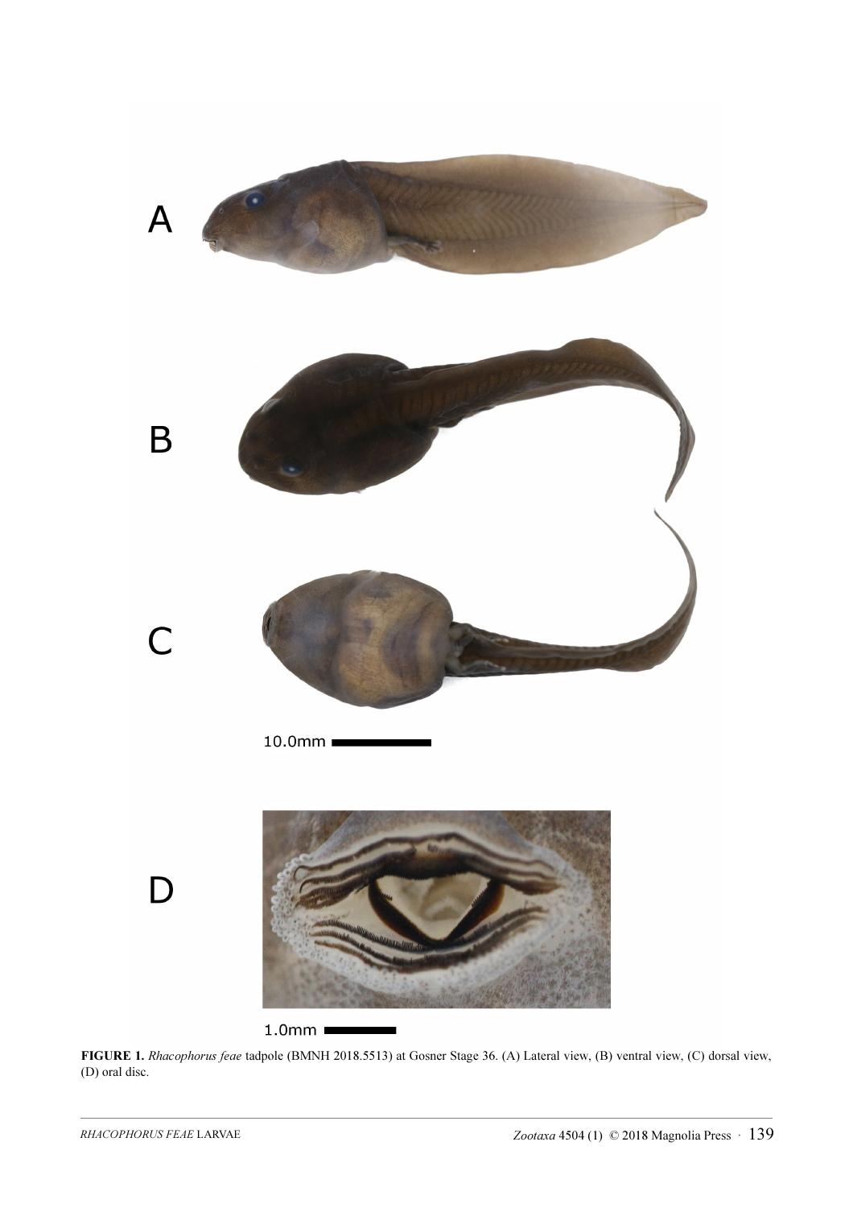**FIGURE 1.** *Rhacophorus feae* tadpole (BMNH 2018.5513) at Gosner Stage 36. (A) Lateral view, (B) ventral view, (C) dorsal view, (D) oral disc.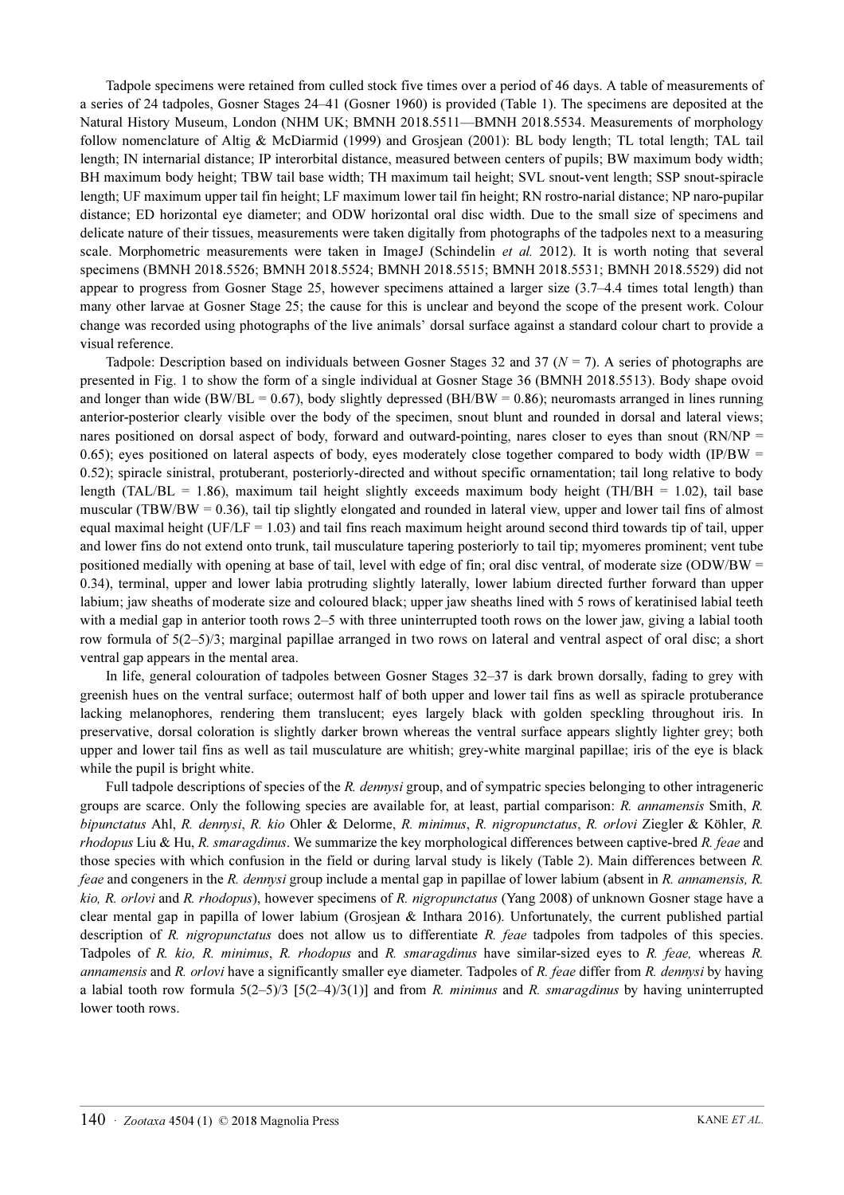Tadpole specimens were retained from culled stock five times over a period of 46 days. A table of measurements of a series of 24 tadpoles, Gosner Stages 24–41 (Gosner 1960) is provided (Table 1). The specimens are deposited at the Natural History Museum, London (NHM UK; BMNH 2018.5511—BMNH 2018.5534. Measurements of morphology follow nomenclature of Altig & McDiarmid (1999) and Grosjean (2001): BL body length; TL total length; TAL tail length; IN internarial distance; IP interorbital distance, measured between centers of pupils; BW maximum body width; BH maximum body height; TBW tail base width; TH maximum tail height; SVL snout-vent length; SSP snout-spiracle length; UF maximum upper tail fin height; LF maximum lower tail fin height; RN rostro-narial distance; NP naro-pupilar distance; ED horizontal eye diameter; and ODW horizontal oral disc width. Due to the small size of specimens and delicate nature of their tissues, measurements were taken digitally from photographs of the tadpoles next to a measuring scale. Morphometric measurements were taken in ImageJ (Schindelin *et al.* 2012). It is worth noting that several specimens (BMNH 2018.5526; BMNH 2018.5524; BMNH 2018.5515; BMNH 2018.5531; BMNH 2018.5529) did not appear to progress from Gosner Stage 25, however specimens attained a larger size (3.7–4.4 times total length) than many other larvae at Gosner Stage 25; the cause for this is unclear and beyond the scope of the present work. Colour change was recorded using photographs of the live animals' dorsal surface against a standard colour chart to provide a visual reference.

Tadpole: Description based on individuals between Gosner Stages 32 and 37 ($N = 7$). A series of photographs are presented in Fig. 1 to show the form of a single individual at Gosner Stage 36 (BMNH 2018.5513). Body shape ovoid and longer than wide (BW/BL = 0.67), body slightly depressed (BH/BW = 0.86); neuromasts arranged in lines running anterior-posterior clearly visible over the body of the specimen, snout blunt and rounded in dorsal and lateral views; nares positioned on dorsal aspect of body, forward and outward-pointing, nares closer to eyes than snout (RN/NP = 0.65); eyes positioned on lateral aspects of body, eyes moderately close together compared to body width (IP/BW = 0.52); spiracle sinistral, protuberant, posteriorly-directed and without specific ornamentation; tail long relative to body length (TAL/BL = 1.86), maximum tail height slightly exceeds maximum body height (TH/BH = 1.02), tail base muscular (TBW/BW = 0.36), tail tip slightly elongated and rounded in lateral view, upper and lower tail fins of almost equal maximal height (UF/LF = 1.03) and tail fins reach maximum height around second third towards tip of tail, upper and lower fins do not extend onto trunk, tail musculature tapering posteriorly to tail tip; myomeres prominent; vent tube positioned medially with opening at base of tail, level with edge of fin; oral disc ventral, of moderate size (ODW/BW = 0.34), terminal, upper and lower labia protruding slightly laterally, lower labium directed further forward than upper labium; jaw sheaths of moderate size and coloured black; upper jaw sheaths lined with 5 rows of keratinised labial teeth with a medial gap in anterior tooth rows 2–5 with three uninterrupted tooth rows on the lower jaw, giving a labial tooth row formula of 5(2–5)/3; marginal papillae arranged in two rows on lateral and ventral aspect of oral disc; a short ventral gap appears in the mental area.

In life, general colouration of tadpoles between Gosner Stages 32–37 is dark brown dorsally, fading to grey with greenish hues on the ventral surface; outermost half of both upper and lower tail fins as well as spiracle protuberance lacking melanophores, rendering them translucent; eyes largely black with golden speckling throughout iris. In preservative, dorsal coloration is slightly darker brown whereas the ventral surface appears slightly lighter grey; both upper and lower tail fins as well as tail musculature are whitish; grey-white marginal papillae; iris of the eye is black while the pupil is bright white.

Full tadpole descriptions of species of the *R. dennysi* group, and of sympatric species belonging to other intrageneric groups are scarce. Only the following species are available for, at least, partial comparison: *R. annamensis* Smith, *R. bipunctatus* Ahl, *R. dennysi*, *R. kio* Ohler & Delorme, *R. minimus*, *R. nigropunctatus*, *R. orlovi* Ziegler & Köhler, *R. rhodopus* Liu & Hu, *R. smaragdinus*. We summarize the key morphological differences between captive-bred *R. feae* and those species with which confusion in the field or during larval study is likely (Table 2). Main differences between *R. feae* and congeners in the *R. dennysi* group include a mental gap in papillae of lower labium (absent in *R. annamensis, R. kio, R. orlovi* and *R. rhodopus*), however specimens of *R. nigropunctatus* (Yang 2008) of unknown Gosner stage have a clear mental gap in papilla of lower labium (Grosjean & Inthara 2016). Unfortunately, the current published partial description of *R. nigropunctatus* does not allow us to differentiate *R. feae* tadpoles from tadpoles of this species. Tadpoles of *R. kio*, *R. minimus*, *R. rhodopus* and *R. smaragdinus* have similar-sized eyes to *R. feae,* whereas *R. annamensis* and *R. orlovi* have a significantly smaller eye diameter. Tadpoles of *R. feae* differ from *R. dennysi* by having a labial tooth row formula 5(2–5)/3 [5(2–4)/3(1)] and from *R. minimus* and *R. smaragdinus* by having uninterrupted lower tooth rows.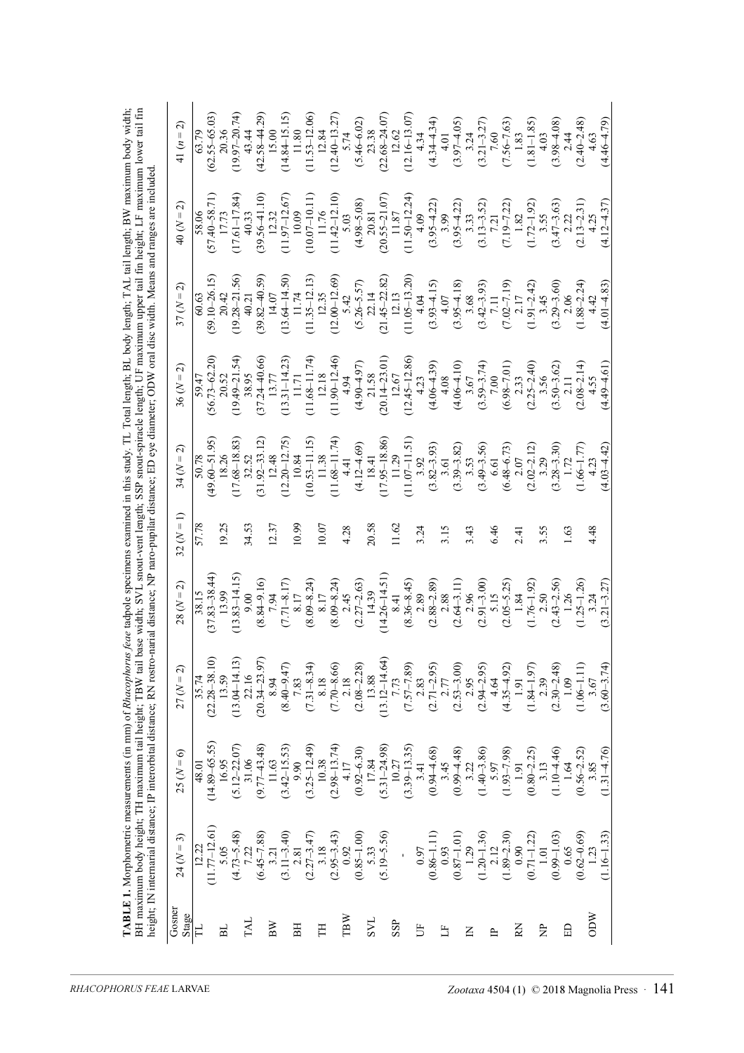**TABLE 1.** Morphometric measurements (in mm) of *Rhacophorus feae* tadpole specimens examined in this study. TL Total length; BL body length; TAL tail length; BW maximum body width; BH maximum body height; TH maximum tail height; TBW tail base width; SVL snout-vent length; SSP snout-spiracle length; UF maximum upper tail fin height; LF maximum lower tail fin height; IN internarial distance; IP interorbital distance; RN rostro-narial distance; NP naro-pupilar distance; ED eye diameter; ODW oral disc width. Means and ranges are included.

| Gosner Stage | 24 (N = 3) | 25 (N = 6) | 27 (N = 2) | 28 (N = 2) | 32 (N = 1) | 34 (N = 2) | 36 (N = 2) | 37 (N = 2) | 40 (N = 2) | 41 (n = 2) |
|---|---|---|---|---|---|---|---|---|---|---|
| TL | 12.22 (11.77–12.61) | 48.01 (14.89–65.55) | 35.74 (22.28–38.10) | 38.15 (37.83–38.44) | 57.78 | 50.78 (49.60–51.95) | 59.47 (56.73–62.20) | 60.63 (59.10–26.15) | 58.06 (57.40–58.71) | 63.79 (62.55–65.03) |
| BL | 5.05 (4.73–5.48) | 16.95 (5.12–22.07) | 13.59 (13.04–14.13) | 13.99 (13.83–14.15) | 19.25 | 18.26 (17.68–18.83) | 20.52 (19.49–21.54) | 20.42 (19.28–21.56) | 17.73 (17.61–17.84) | 20.36 (19.97–20.74) |
| TAL | 7.22 (6.45–7.88) | 31.06 (9.77–43.48) | 22.16 (20.34–23.97) | 9.00 (8.84–9.16) | 34.53 | 32.52 (31.92–33.12) | 38.95 (37.24–40.66) | 40.21 (39.82–40.59) | 40.33 (39.56–41.10) | 43.44 (42.58–44.29) |
| BW | 3.21 (3.11–3.40) | 11.63 (3.42–15.53) | 8.94 (8.40–9.47) | 7.94 (7.71–8.17) | 12.37 | 12.48 (12.20–12.75) | 13.77 (13.31–14.23) | 14.07 (13.64–14.50) | 12.32 (11.97–12.67) | 15.00 (14.84–15.15) |
| BH | 2.81 (2.27–3.47) | 9.90 (3.25–12.49) | 7.83 (7.31–8.34) | 8.17 (8.09–8.24) | 10.99 | 10.84 (10.53–11.15) | 11.71 (11.68–11.74) | 11.74 (11.35–12.13) | 10.09 (10.07–10.11) | 11.80 (11.53–12.06) |
| TH | 3.18 (2.95–3.43) | 10.38 (2.98–13.74) | 8.18 (7.70–8.66) | 8.17 (8.09–8.24) | 10.07 | 11.38 (11.68–11.74) | 12.18 (11.90–12.46) | 12.35 (12.00–12.69) | 11.76 (11.42–12.10) | 12.84 (12.40–13.27) |
| TBW | 0.92 (0.85–1.00) | 4.17 (0.92–6.30) | 2.18 (2.08–2.28) | 2.45 (2.27–2.63) | 4.28 | 4.41 (4.12–4.69) | 4.94 (4.90–4.97) | 5.42 (5.26–5.57) | 5.03 (4.98–5.08) | 5.74 (5.46–6.02) |
| SVL | 5.33 (5.19–5.56) | 17.84 (5.31–24.98) | 13.88 (13.12–14.64) | 14.39 (14.26–14.51) | 20.58 | 18.41 (17.95–18.86) | 21.58 (20.14–23.01) | 22.14 (21.45–22.82) | 20.81 (20.55–21.07) | 23.38 (22.68–24.07) |
| SSP | - | 10.27 (3.39–13.35) | 7.73 (7.57–7.89) | 8.41 (8.36–8.45) | 11.62 | 11.29 (11.07–11.51) | 12.67 (12.45–12.86) | 12.13 (11.05–13.20) | 11.87 (11.50–12.24) | 12.62 (12.16–13.07) |
| UF | 0.97 (0.86–1.11) | 3.41 (0.94–4.68) | 2.83 (2.71–2.95) | 2.89 (2.88–2.89) | 3.24 | 3.92 (3.82–3.93) | 4.23 (4.06–4.39) | 4.04 (3.93–4.15) | 4.09 (3.95–4.22) | 4.34 (4.34–4.34) |
| LF | 0.93 (0.87–1.01) | 3.45 (0.99–4.48) | 2.77 (2.53–3.00) | 2.88 (2.64–3.11) | 3.15 | 3.61 (3.39–3.82) | 4.08 (4.06–4.10) | 4.07 (3.95–4.18) | 3.99 (3.95–4.22) | 4.01 (3.97–4.05) |
| IN | 1.29 (1.20–1.36) | 3.22 (1.40–3.86) | 2.95 (2.94–2.95) | 2.96 (2.91–3.00) | 3.43 | 3.53 (3.49–3.56) | 3.67 (3.59–3.74) | 3.68 (3.42–3.93) | 3.33 (3.13–3.52) | 3.24 (3.21–3.27) |
| IP | 2.12 (1.89–2.30) | 5.97 (1.93–7.98) | 4.64 (4.35–4.92) | 5.15 (2.05–5.25) | 6.46 | 6.61 (6.48–6.73) | 7.00 (6.98–7.01) | 7.11 (7.02–7.19) | 7.21 (7.19–7.22) | 7.60 (7.56–7.63) |
| RN | 0.90 (0.71–1.22) | 1.91 (0.80–2.25) | 1.91 (1.84–1.97) | 1.84 (1.76–1.92) | 2.41 | 2.07 (2.02–2.12) | 2.33 (2.25–2.40) | 2.17 (1.91–2.42) | 1.82 (1.72–1.92) | 1.83 (1.81–1.85) |
| NP | 1.01 (0.99–1.03) | 3.13 (1.10–4.46) | 2.39 (2.30–2.48) | 2.50 (2.43–2.56) | 3.55 | 3.29 (3.28–3.30) | 3.56 (3.50–3.62) | 3.45 (3.29–3.60) | 3.55 (3.47–3.63) | 4.03 (3.98–4.08) |
| ED | 0.65 (0.62–0.69) | 1.64 (0.56–2.52) | 1.09 (1.06–1.11) | 1.26 (1.25–1.26) | 1.63 | 1.72 (1.66–1.77) | 2.11 (2.08–2.14) | 2.06 (1.88–2.24) | 2.22 (2.13–2.31) | 2.44 (2.40–2.48) |
| ODW | 1.23 (1.16–1.33) | 3.85 (1.31–4.76) | 3.67 (3.60–3.74) | 3.24 (3.21–3.27) | 4.48 | 4.23 (4.03–4.42) | 4.55 (4.49–4.61) | 4.42 (4.01–4.83) | 4.25 (4.12–4.37) | 4.63 (4.46–4.79) |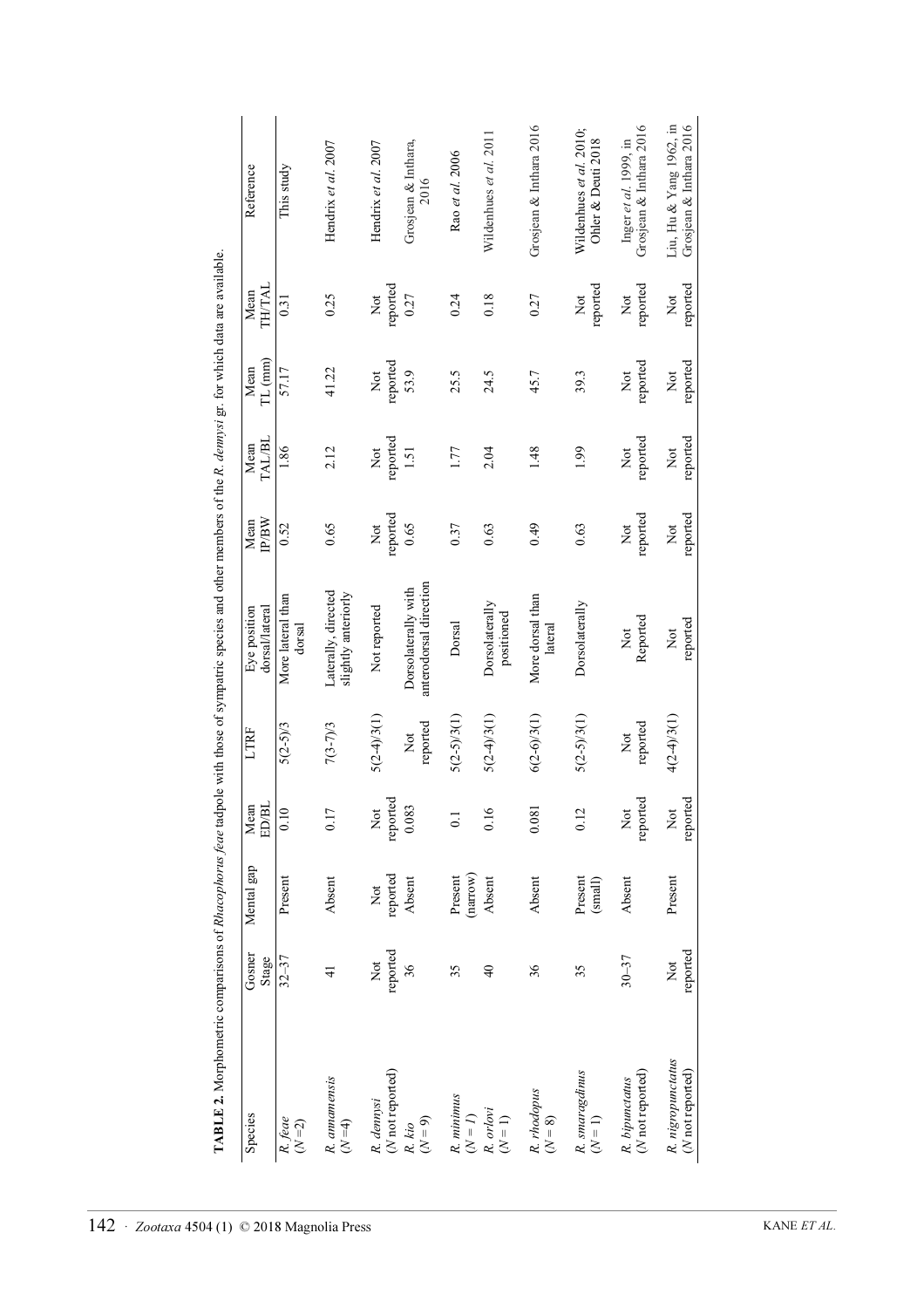**TABLE 2.** Morphometric comparisons of *Rhacophorus feae* tadpole with those of sympatric species and other members of the *R. dennysi* gr. for which data are available.

| Species | Gosner Stage | Mental gap | Mean ED/BL | LTRF | Eye position dorsal/lateral | Mean IP/BW | Mean TAL/BL | Mean TL (mm) | Mean TH/TAL | Reference |
|---|---|---|---|---|---|---|---|---|---|---|
| *R. feae* (*N* =2) | 32–37 | Present | 0.10 | 5(2-5)/3 | More lateral than dorsal | 0.52 | 1.86 | 57.17 | 0.31 | This study |
| *R. annamensis* (*N* =4) | 41 | Absent | 0.17 | 7(3-7)/3 | Laterally, directed slightly anteriorly | 0.65 | 2.12 | 41.22 | 0.25 | Hendrix *et al.* 2007 |
| *R. dennysi* (*N* not reported) | Not reported | Not reported | Not reported | 5(2-4)/3(1) | Not reported | Not reported | Not reported | Not reported | Not reported | Hendrix *et al.* 2007 |
| *R. kio* (*N* = 9) | 36 | Absent | 0.083 | Not reported | Dorsolaterally with anterodorsal direction | 0.65 | 1.51 | 53.9 | 0.27 | Grosjean & Inthara, 2016 |
| *R. minimus* (*N* = 1) | 35 | Present (narrow) | 0.1 | 5(2-5)/3(1) | Dorsal | 0.37 | 1.77 | 25.5 | 0.24 | Rao *et al.* 2006 |
| *R. orlovi* (*N* = 1) | 40 | Absent | 0.16 | 5(2-4)/3(1) | Dorsolaterally positioned | 0.63 | 2.04 | 24.5 | 0.18 | Wildenhues *et al.* 2011 |
| *R. rhodopus* (*N* = 8) | 36 | Absent | 0.081 | 6(2-6)/3(1) | More dorsal than lateral | 0.49 | 1.48 | 45.7 | 0.27 | Grosjean & Inthara 2016 |
| *R. smaragdinus* (*N* = 1) | 35 | Present (small) | 0.12 | 5(2-5)/3(1) | Dorsolaterally | 0.63 | 1.99 | 39.3 | Not reported | Wildenhues *et al.* 2010; Ohler & Deuti 2018 |
| *R. bipunctatus* (*N* not reported) | 30–37 | Absent | Not reported | Not reported | Not Reported | Not reported | Not reported | Not reported | Not reported | Inger *et al.* 1999, in Grosjean & Inthara 2016 |
| *R. nigropunctatus* (*N* not reported) | Not reported | Present | Not reported | 4(2-4)/3(1) | Not reported | Not reported | Not reported | Not reported | Not reported | Liu, Hu & Yang 1962, in Grosjean & Inthara 2016 |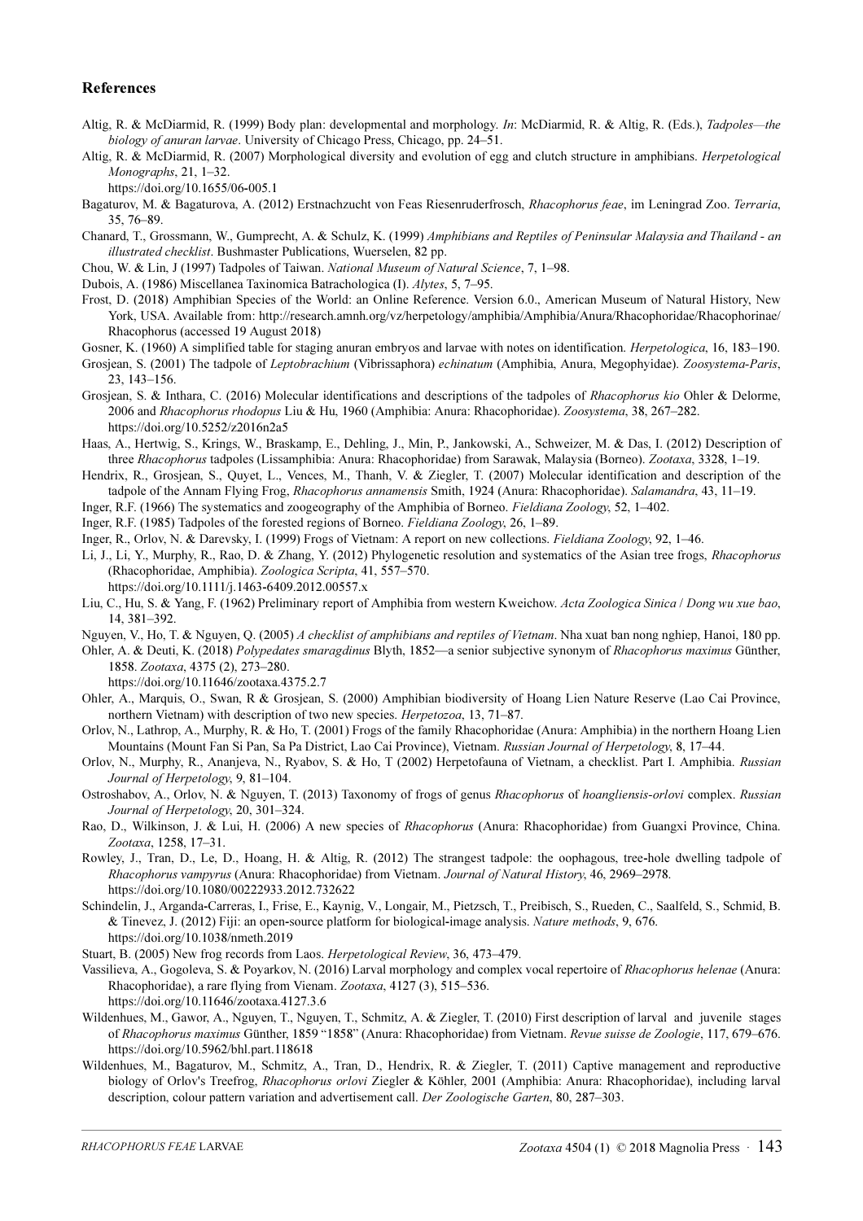## References

Altig, R. & McDiarmid, R. (1999) Body plan: developmental and morphology. *In*: McDiarmid, R. & Altig, R. (Eds.), *Tadpoles—the biology of anuran larvae*. University of Chicago Press, Chicago, pp. 24–51.

Altig, R. & McDiarmid, R. (2007) Morphological diversity and evolution of egg and clutch structure in amphibians. *Herpetological Monographs*, 21, 1–32.
https://doi.org/10.1655/06-005.1

Bagaturov, M. & Bagaturova, A. (2012) Erstnachzucht von Feas Riesenruderfrosch, *Rhacophorus feae*, im Leningrad Zoo. *Terraria*, 35, 76–89.

Chanard, T., Grossmann, W., Gumprecht, A. & Schulz, K. (1999) *Amphibians and Reptiles of Peninsular Malaysia and Thailand - an illustrated checklist*. Bushmaster Publications, Wuerselen, 82 pp.

Chou, W. & Lin, J (1997) Tadpoles of Taiwan. *National Museum of Natural Science*, 7, 1–98.

Dubois, A. (1986) Miscellanea Taxinomica Batrachologica (I). *Alytes*, 5, 7–95.

Frost, D. (2018) Amphibian Species of the World: an Online Reference. Version 6.0., American Museum of Natural History, New York, USA. Available from: http://research.amnh.org/vz/herpetology/amphibia/Amphibia/Anura/Rhacophoridae/Rhacophorinae/Rhacophorus (accessed 19 August 2018)

Gosner, K. (1960) A simplified table for staging anuran embryos and larvae with notes on identification. *Herpetologica*, 16, 183–190.

Grosjean, S. (2001) The tadpole of *Leptobrachium* (Vibrissaphora) *echinatum* (Amphibia, Anura, Megophyidae). *Zoosystema-Paris*, 23, 143–156.

Grosjean, S. & Inthara, C. (2016) Molecular identifications and descriptions of the tadpoles of *Rhacophorus kio* Ohler & Delorme, 2006 and *Rhacophorus rhodopus* Liu & Hu, 1960 (Amphibia: Anura: Rhacophoridae). *Zoosystema*, 38, 267–282.
https://doi.org/10.5252/z2016n2a5

Haas, A., Hertwig, S., Krings, W., Braskamp, E., Dehling, J., Min, P., Jankowski, A., Schweizer, M. & Das, I. (2012) Description of three *Rhacophorus* tadpoles (Lissamphibia: Anura: Rhacophoridae) from Sarawak, Malaysia (Borneo). *Zootaxa*, 3328, 1–19.

Hendrix, R., Grosjean, S., Quyet, L., Vences, M., Thanh, V. & Ziegler, T. (2007) Molecular identification and description of the tadpole of the Annam Flying Frog, *Rhacophorus annamensis* Smith, 1924 (Anura: Rhacophoridae). *Salamandra*, 43, 11–19.

Inger, R.F. (1966) The systematics and zoogeography of the Amphibia of Borneo. *Fieldiana Zoology*, 52, 1–402.

Inger, R.F. (1985) Tadpoles of the forested regions of Borneo. *Fieldiana Zoology*, 26, 1–89.

Inger, R., Orlov, N. & Darevsky, I. (1999) Frogs of Vietnam: A report on new collections. *Fieldiana Zoology*, 92, 1–46.

Li, J., Li, Y., Murphy, R., Rao, D. & Zhang, Y. (2012) Phylogenetic resolution and systematics of the Asian tree frogs, *Rhacophorus* (Rhacophoridae, Amphibia). *Zoologica Scripta*, 41, 557–570.
https://doi.org/10.1111/j.1463-6409.2012.00557.x

Liu, C., Hu, S. & Yang, F. (1962) Preliminary report of Amphibia from western Kweichow. *Acta Zoologica Sinica* / *Dong wu xue bao*, 14, 381–392.

Nguyen, V., Ho, T. & Nguyen, Q. (2005) *A checklist of amphibians and reptiles of Vietnam*. Nha xuat ban nong nghiep, Hanoi, 180 pp.

Ohler, A. & Deuti, K. (2018) *Polypedates smaragdinus* Blyth, 1852—a senior subjective synonym of *Rhacophorus maximus* Günther, 1858. *Zootaxa*, 4375 (2), 273–280.
https://doi.org/10.11646/zootaxa.4375.2.7

Ohler, A., Marquis, O., Swan, R & Grosjean, S. (2000) Amphibian biodiversity of Hoang Lien Nature Reserve (Lao Cai Province, northern Vietnam) with description of two new species. *Herpetozoa*, 13, 71–87.

Orlov, N., Lathrop, A., Murphy, R. & Ho, T. (2001) Frogs of the family Rhacophoridae (Anura: Amphibia) in the northern Hoang Lien Mountains (Mount Fan Si Pan, Sa Pa District, Lao Cai Province), Vietnam. *Russian Journal of Herpetology*, 8, 17–44.

Orlov, N., Murphy, R., Ananjeva, N., Ryabov, S. & Ho, T (2002) Herpetofauna of Vietnam, a checklist. Part I. Amphibia. *Russian Journal of Herpetology*, 9, 81–104.

Ostroshabov, A., Orlov, N. & Nguyen, T. (2013) Taxonomy of frogs of genus *Rhacophorus* of *hoangliensis-orlovi* complex. *Russian Journal of Herpetology*, 20, 301–324.

Rao, D., Wilkinson, J. & Lui, H. (2006) A new species of *Rhacophorus* (Anura: Rhacophoridae) from Guangxi Province, China. *Zootaxa*, 1258, 17–31.

Rowley, J., Tran, D., Le, D., Hoang, H. & Altig, R. (2012) The strangest tadpole: the oophagous, tree-hole dwelling tadpole of *Rhacophorus vampyrus* (Anura: Rhacophoridae) from Vietnam. *Journal of Natural History*, 46, 2969–2978.
https://doi.org/10.1080/00222933.2012.732622

Schindelin, J., Arganda-Carreras, I., Frise, E., Kaynig, V., Longair, M., Pietzsch, T., Preibisch, S., Rueden, C., Saalfeld, S., Schmid, B. & Tinevez, J. (2012) Fiji: an open-source platform for biological-image analysis. *Nature methods*, 9, 676.
https://doi.org/10.1038/nmeth.2019

Stuart, B. (2005) New frog records from Laos. *Herpetological Review*, 36, 473–479.

Vassilieva, A., Gogoleva, S. & Poyarkov, N. (2016) Larval morphology and complex vocal repertoire of *Rhacophorus helenae* (Anura: Rhacophoridae), a rare flying from Vienam. *Zootaxa*, 4127 (3), 515–536.
https://doi.org/10.11646/zootaxa.4127.3.6

Wildenhues, M., Gawor, A., Nguyen, T., Nguyen, T., Schmitz, A. & Ziegler, T. (2010) First description of larval and juvenile stages of *Rhacophorus maximus* Günther, 1859 "1858" (Anura: Rhacophoridae) from Vietnam. *Revue suisse de Zoologie*, 117, 679–676.
https://doi.org/10.5962/bhl.part.118618

Wildenhues, M., Bagaturov, M., Schmitz, A., Tran, D., Hendrix, R. & Ziegler, T. (2011) Captive management and reproductive biology of Orlov's Treefrog, *Rhacophorus orlovi* Ziegler & Köhler, 2001 (Amphibia: Anura: Rhacophoridae), including larval description, colour pattern variation and advertisement call. *Der Zoologische Garten*, 80, 287–303.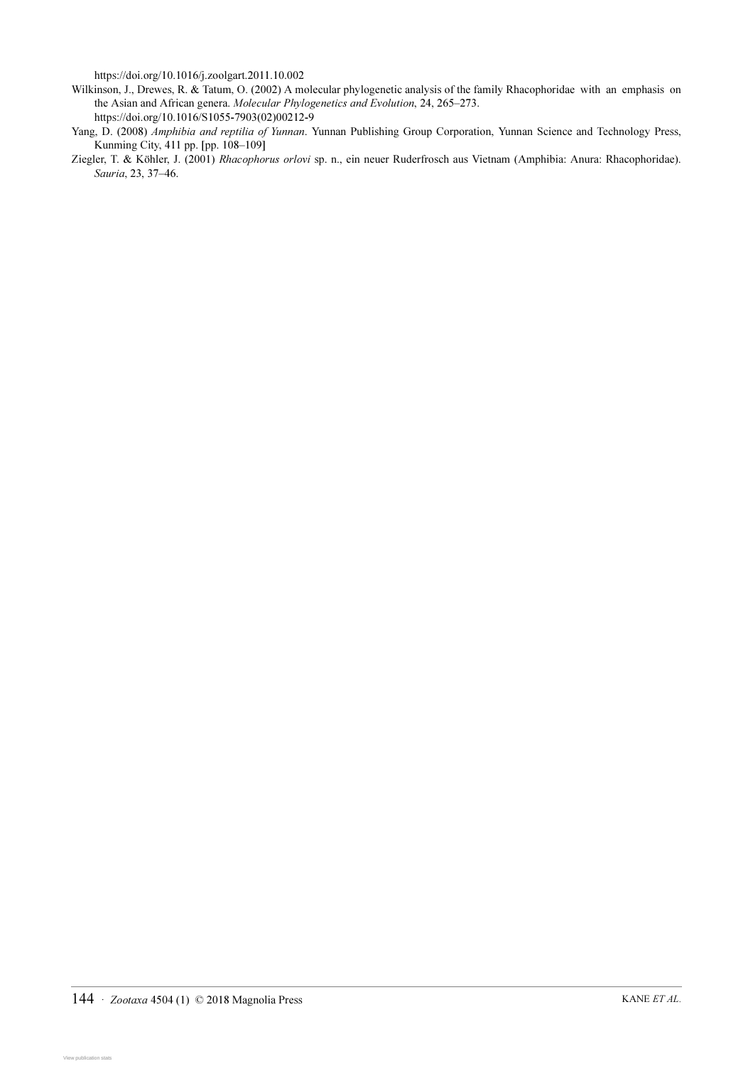https://doi.org/10.1016/j.zoolgart.2011.10.002

Wilkinson, J., Drewes, R. & Tatum, O. (2002) A molecular phylogenetic analysis of the family Rhacophoridae with an emphasis on the Asian and African genera. *Molecular Phylogenetics and Evolution*, 24, 265–273. https://doi.org/10.1016/S1055-7903(02)00212-9

Yang, D. (2008) *Amphibia and reptilia of Yunnan*. Yunnan Publishing Group Corporation, Yunnan Science and Technology Press, Kunming City, 411 pp. [pp. 108–109]

Ziegler, T. & Köhler, J. (2001) *Rhacophorus orlovi* sp. n., ein neuer Ruderfrosch aus Vietnam (Amphibia: Anura: Rhacophoridae). *Sauria*, 23, 37–46.